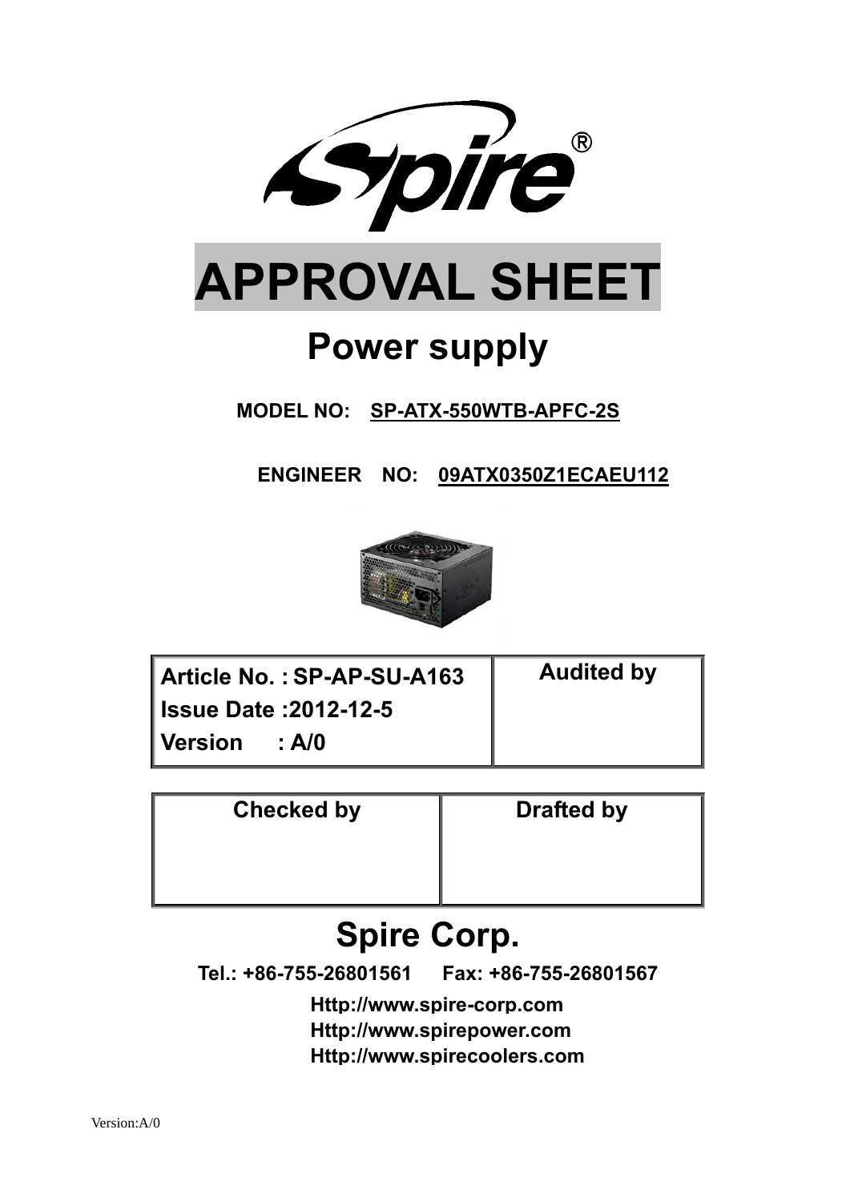# APPROVAL SHEET

## Power supply

**MODEL NO: SP-ATX-550WTB-APFC-2S**

**ENGINEER NO: 09ATX0350Z1ECAEU112**

| Article No. : SP-AP-SU-A163<br>Issue Date :2012-12-5<br>Version : A/0 | Audited by |
|---|---|

| Checked by | Drafted by |
|---|---|
| | |

## Spire Corp.

**Tel.: +86-755-26801561 Fax: +86-755-26801567**

**Http://www.spire-corp.com**
**Http://www.spirepower.com**
**Http://www.spirecoolers.com**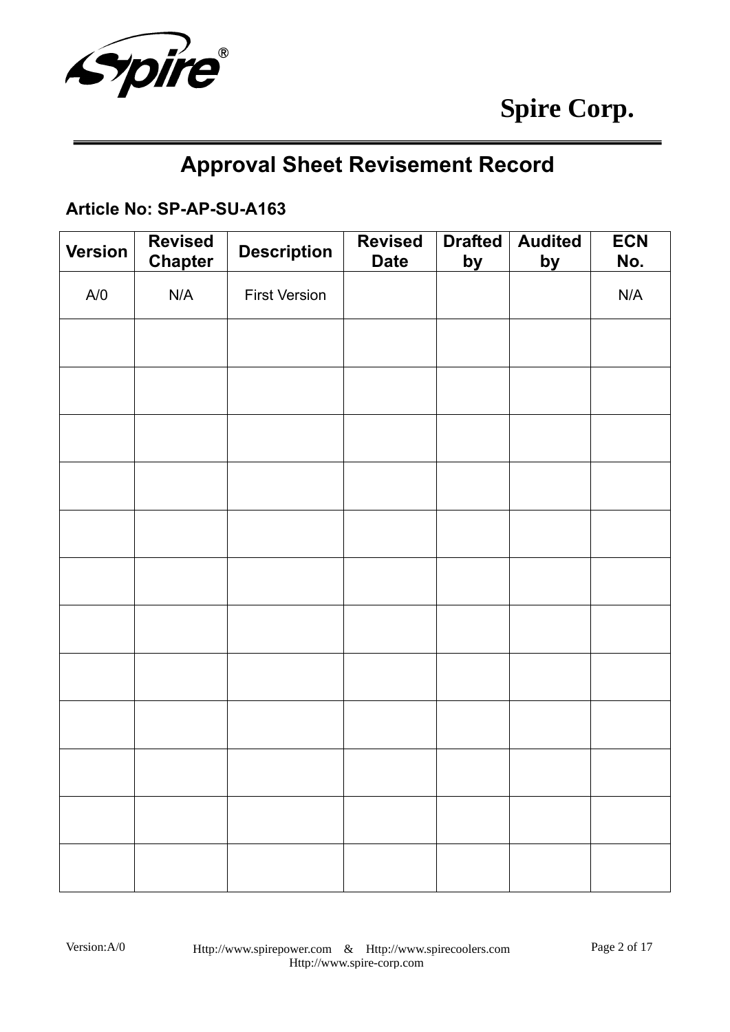# Approval Sheet Revisement Record

**Article No: SP-AP-SU-A163**

| Version | Revised Chapter | Description | Revised Date | Drafted by | Audited by | ECN No. |
|---|---|---|---|---|---|---|
| A/0 | N/A | First Version | | | | N/A |
| | | | | | | |
| | | | | | | |
| | | | | | | |
| | | | | | | |
| | | | | | | |
| | | | | | | |
| | | | | | | |
| | | | | | | |
| | | | | | | |
| | | | | | | |
| | | | | | | |
| | | | | | | |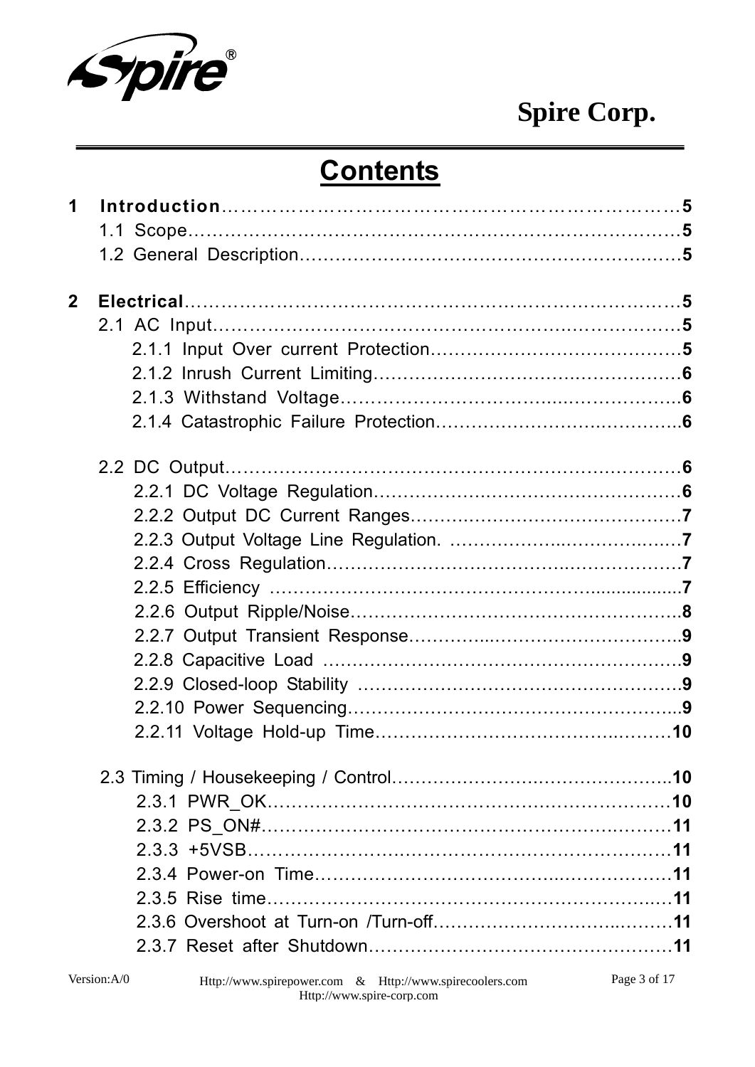# Contents

**1 Introduction** …… **5**

- 1.1 Scope …… **5**
- 1.2 General Description …… **5**

**2 Electrical** …… **5**

- 2.1 AC Input …… **5**
  - 2.1.1 Input Over current Protection …… **5**
  - 2.1.2 Inrush Current Limiting …… **6**
  - 2.1.3 Withstand Voltage …… **6**
  - 2.1.4 Catastrophic Failure Protection …… **6**
- 2.2 DC Output …… **6**
  - 2.2.1 DC Voltage Regulation …… **6**
  - 2.2.2 Output DC Current Ranges …… **7**
  - 2.2.3 Output Voltage Line Regulation. …… **7**
  - 2.2.4 Cross Regulation …… **7**
  - 2.2.5 Efficiency …… **7**
  - 2.2.6 Output Ripple/Noise …… **8**
  - 2.2.7 Output Transient Response …… **9**
  - 2.2.8 Capacitive Load …… **9**
  - 2.2.9 Closed-loop Stability …… **9**
  - 2.2.10 Power Sequencing …… **9**
  - 2.2.11 Voltage Hold-up Time …… **10**
- 2.3 Timing / Housekeeping / Control …… **10**
  - 2.3.1 PWR_OK …… **10**
  - 2.3.2 PS_ON# …… **11**
  - 2.3.3 +5VSB …… **11**
  - 2.3.4 Power-on Time …… **11**
  - 2.3.5 Rise time …… **11**
  - 2.3.6 Overshoot at Turn-on /Turn-off …… **11**
  - 2.3.7 Reset after Shutdown …… **11**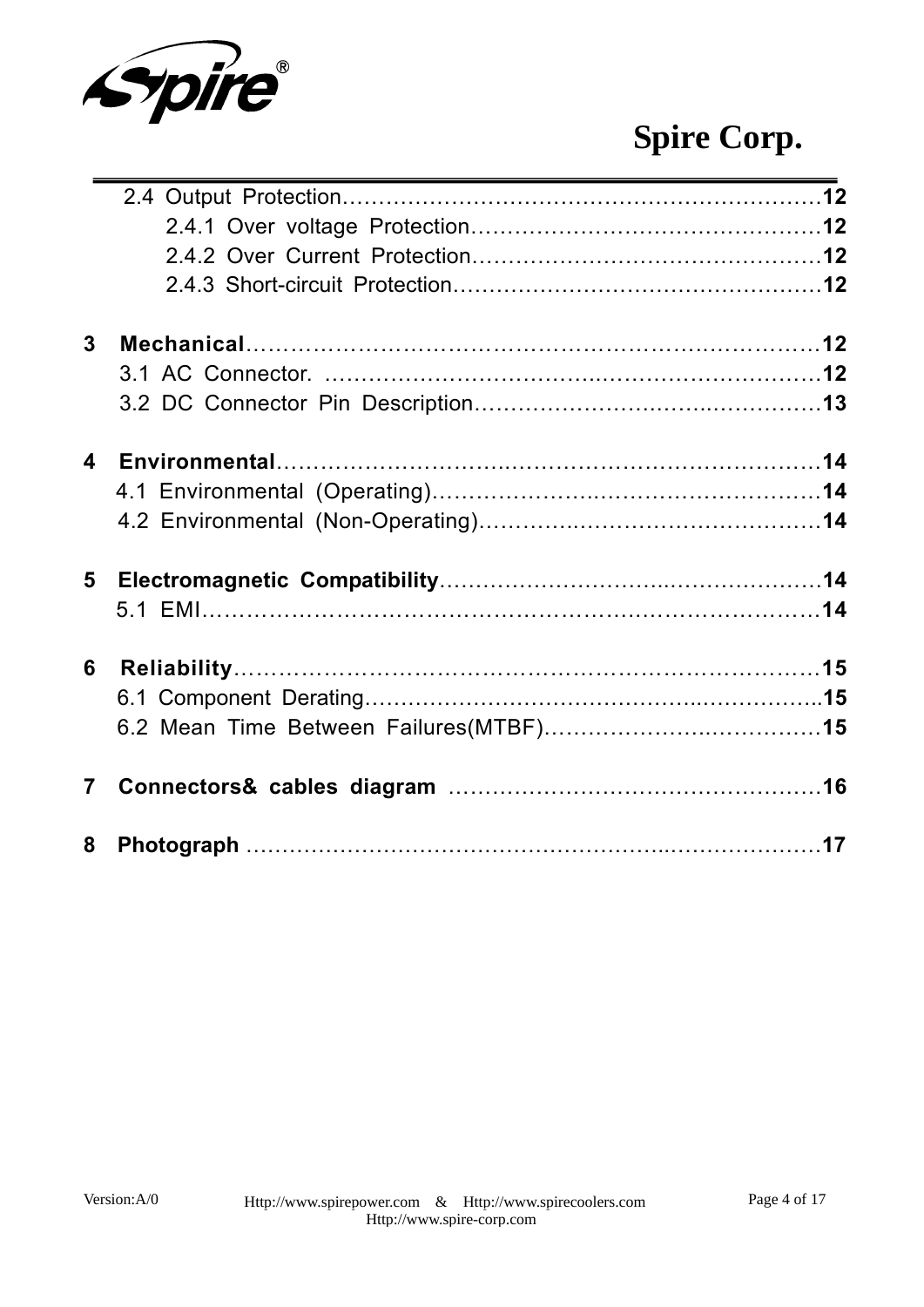2.4 Output Protection……………………………………………………………12

2.4.1 Over voltage Protection…………………………………………12

2.4.2 Over Current Protection…………………………………………12

2.4.3 Short-circuit Protection……………………………………………12

**3 Mechanical**……………………………………………………………………12

3.1 AC Connector. ……………………………………………………………12

3.2 DC Connector Pin Description…………………………………………13

**4 Environmental**………………………………………………………………14

4.1 Environmental (Operating)………………………………………………14

4.2 Environmental (Non-Operating)…………………………………………14

**5 Electromagnetic Compatibility**……………………………………………14

5.1 EMI…………………………………………………………………………14

**6 Reliability**……………………………………………………………………15

6.1 Component Derating………………………………………………………15

6.2 Mean Time Between Failures(MTBF)…………………………………15

**7 Connectors& cables diagram** ……………………………………………16

**8 Photograph** …………………………………………………………………17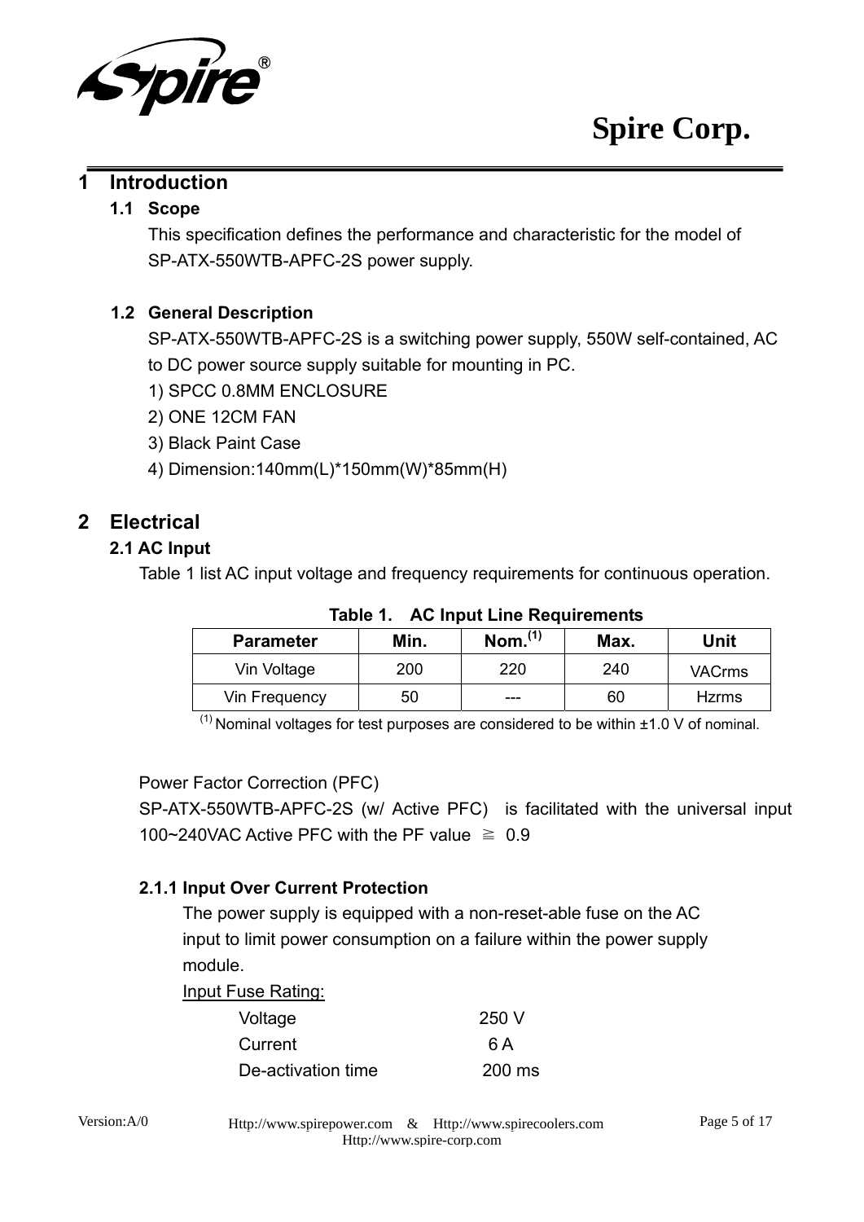# 1 Introduction

## 1.1 Scope

This specification defines the performance and characteristic for the model of SP-ATX-550WTB-APFC-2S power supply.

## 1.2 General Description

SP-ATX-550WTB-APFC-2S is a switching power supply, 550W self-contained, AC to DC power source supply suitable for mounting in PC.

1) SPCC 0.8MM ENCLOSURE
2) ONE 12CM FAN
3) Black Paint Case
4) Dimension:140mm(L)*150mm(W)*85mm(H)

# 2 Electrical

## 2.1 AC Input

Table 1 list AC input voltage and frequency requirements for continuous operation.

**Table 1. AC Input Line Requirements**

| Parameter | Min. | Nom.[1] | Max. | Unit |
|---|---|---|---|---|
| Vin Voltage | 200 | 220 | 240 | VACrms |
| Vin Frequency | 50 | --- | 60 | Hzrms |

[1] Nominal voltages for test purposes are considered to be within ±1.0 V of nominal.

Power Factor Correction (PFC)

SP-ATX-550WTB-APFC-2S (w/ Active PFC) is facilitated with the universal input 100~240VAC Active PFC with the PF value ≧ 0.9

### 2.1.1 Input Over Current Protection

The power supply is equipped with a non-reset-able fuse on the AC input to limit power consumption on a failure within the power supply module.

Input Fuse Rating:

| | |
|---|---|
| Voltage | 250 V |
| Current | 6 A |
| De-activation time | 200 ms |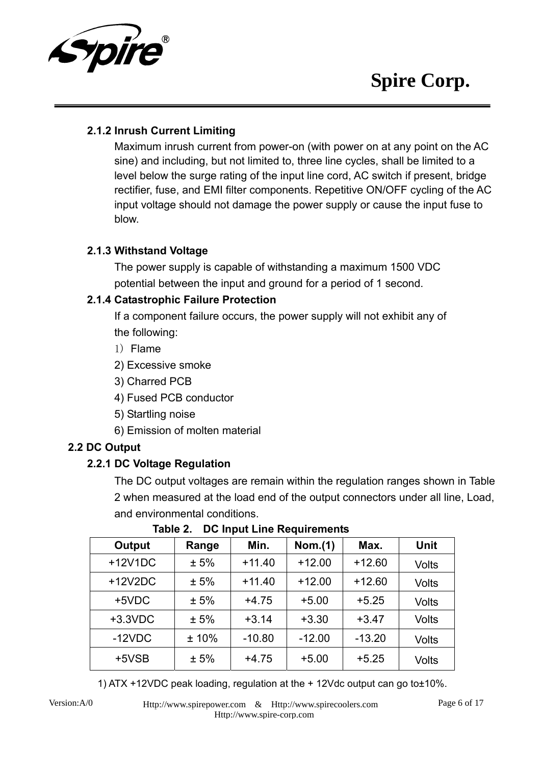### 2.1.2 Inrush Current Limiting

Maximum inrush current from power-on (with power on at any point on the AC sine) and including, but not limited to, three line cycles, shall be limited to a level below the surge rating of the input line cord, AC switch if present, bridge rectifier, fuse, and EMI filter components. Repetitive ON/OFF cycling of the AC input voltage should not damage the power supply or cause the input fuse to blow.

### 2.1.3 Withstand Voltage

The power supply is capable of withstanding a maximum 1500 VDC potential between the input and ground for a period of 1 second.

### 2.1.4 Catastrophic Failure Protection

If a component failure occurs, the power supply will not exhibit any of the following:

1）Flame
2) Excessive smoke
3) Charred PCB
4) Fused PCB conductor
5) Startling noise
6) Emission of molten material

## 2.2 DC Output

### 2.2.1 DC Voltage Regulation

The DC output voltages are remain within the regulation ranges shown in Table 2 when measured at the load end of the output connectors under all line, Load, and environmental conditions.

**Table 2. DC Input Line Requirements**

| Output | Range | Min. | Nom.(1) | Max. | Unit |
|---|---|---|---|---|---|
| +12V1DC | ± 5% | +11.40 | +12.00 | +12.60 | Volts |
| +12V2DC | ± 5% | +11.40 | +12.00 | +12.60 | Volts |
| +5VDC | ± 5% | +4.75 | +5.00 | +5.25 | Volts |
| +3.3VDC | ± 5% | +3.14 | +3.30 | +3.47 | Volts |
| -12VDC | ± 10% | -10.80 | -12.00 | -13.20 | Volts |
| +5VSB | ± 5% | +4.75 | +5.00 | +5.25 | Volts |

1) ATX +12VDC peak loading, regulation at the + 12Vdc output can go to±10%.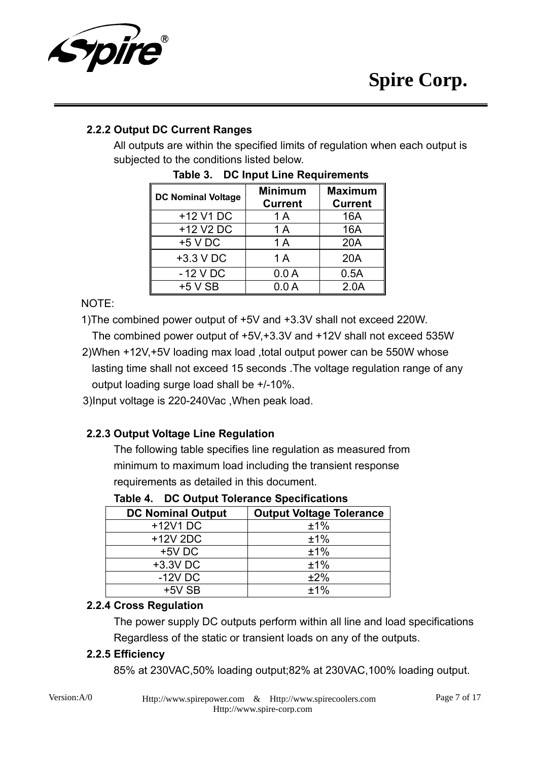### 2.2.2 Output DC Current Ranges

All outputs are within the specified limits of regulation when each output is subjected to the conditions listed below.

**Table 3. DC Input Line Requirements**

| DC Nominal Voltage | Minimum Current | Maximum Current |
|---|---|---|
| +12 V1 DC | 1 A | 16A |
| +12 V2 DC | 1 A | 16A |
| +5 V DC | 1 A | 20A |
| +3.3 V DC | 1 A | 20A |
| - 12 V DC | 0.0 A | 0.5A |
| +5 V SB | 0.0 A | 2.0A |

NOTE:

1)The combined power output of +5V and +3.3V shall not exceed 220W.
The combined power output of +5V,+3.3V and +12V shall not exceed 535W

2)When +12V,+5V loading max load ,total output power can be 550W whose lasting time shall not exceed 15 seconds .The voltage regulation range of any output loading surge load shall be +/-10%.

3)Input voltage is 220-240Vac ,When peak load.

### 2.2.3 Output Voltage Line Regulation

The following table specifies line regulation as measured from minimum to maximum load including the transient response requirements as detailed in this document.

**Table 4. DC Output Tolerance Specifications**

| DC Nominal Output | Output Voltage Tolerance |
|---|---|
| +12V1 DC | ±1% |
| +12V 2DC | ±1% |
| +5V DC | ±1% |
| +3.3V DC | ±1% |
| -12V DC | ±2% |
| +5V SB | ±1% |

### 2.2.4 Cross Regulation

The power supply DC outputs perform within all line and load specifications Regardless of the static or transient loads on any of the outputs.

### 2.2.5 Efficiency

85% at 230VAC,50% loading output;82% at 230VAC,100% loading output.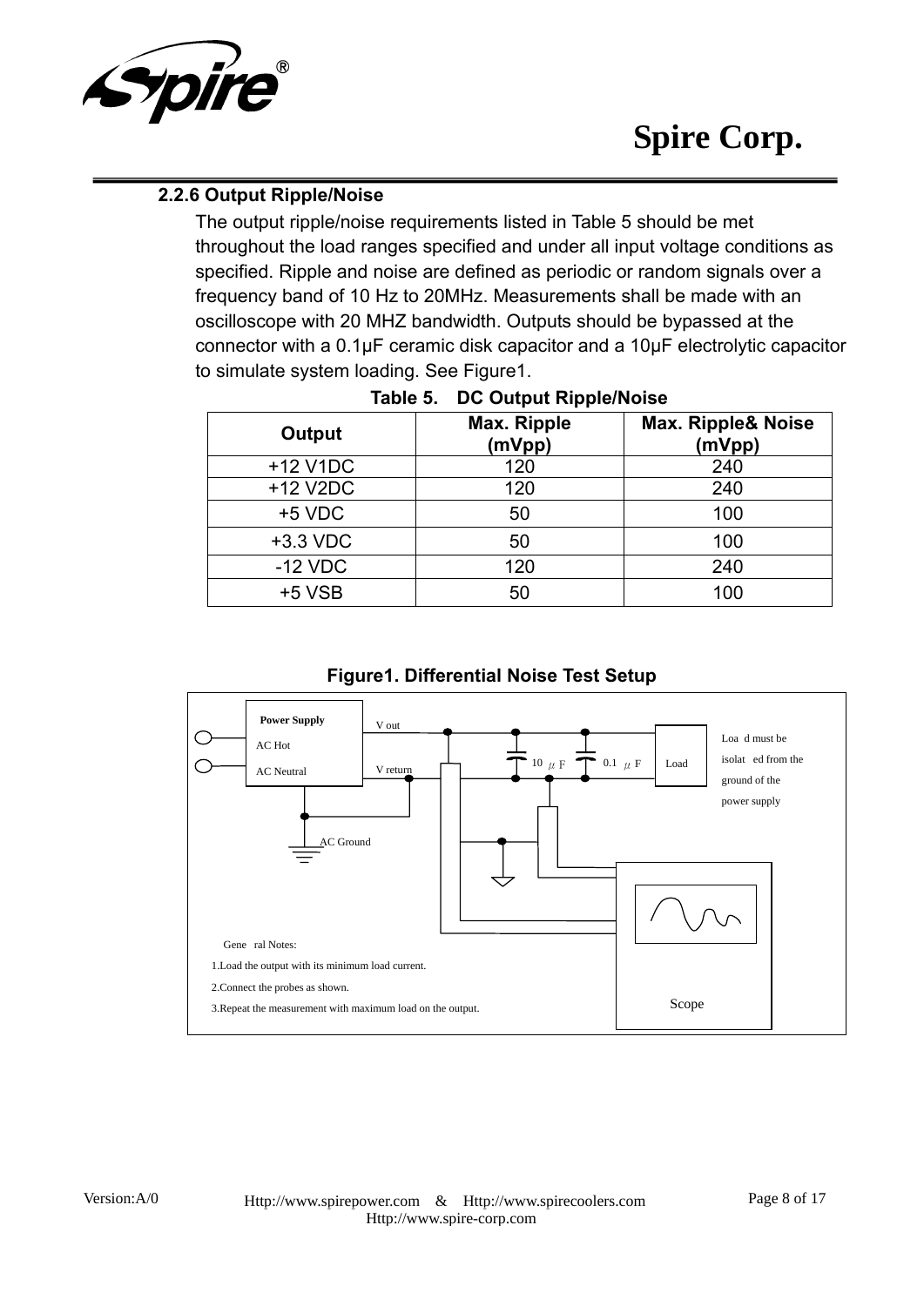### 2.2.6 Output Ripple/Noise

The output ripple/noise requirements listed in Table 5 should be met throughout the load ranges specified and under all input voltage conditions as specified. Ripple and noise are defined as periodic or random signals over a frequency band of 10 Hz to 20MHz. Measurements shall be made with an oscilloscope with 20 MHZ bandwidth. Outputs should be bypassed at the connector with a 0.1μF ceramic disk capacitor and a 10μF electrolytic capacitor to simulate system loading. See Figure1.

**Table 5. DC Output Ripple/Noise**

| Output | Max. Ripple (mVpp) | Max. Ripple& Noise (mVpp) |
|---|---|---|
| +12 V1DC | 120 | 240 |
| +12 V2DC | 120 | 240 |
| +5 VDC | 50 | 100 |
| +3.3 VDC | 50 | 100 |
| -12 VDC | 120 | 240 |
| +5 VSB | 50 | 100 |

**Figure1. Differential Noise Test Setup**

Power Supply

AC Hot

AC Neutral

V out

V return

AC Ground

10 μF

0.1 μF

Load

Load must be isolated from the ground of the power supply

Scope

General Notes:

1.Load the output with its minimum load current.

2.Connect the probes as shown.

3.Repeat the measurement with maximum load on the output.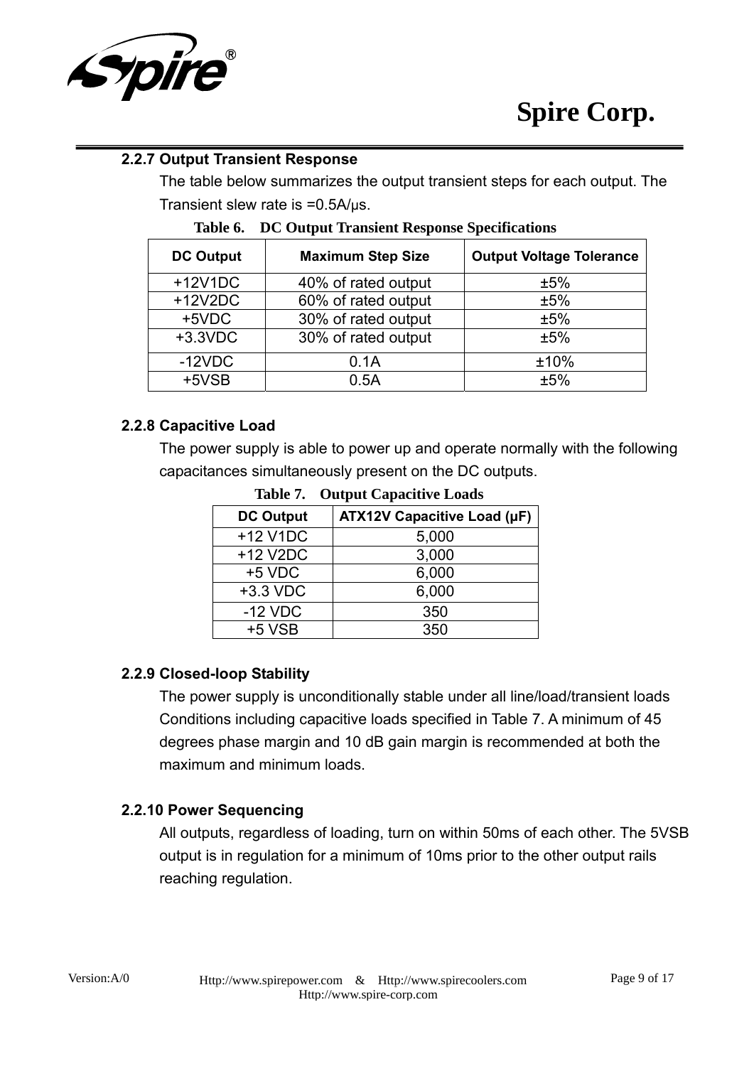### 2.2.7 Output Transient Response

The table below summarizes the output transient steps for each output. The Transient slew rate is =0.5A/μs.

**Table 6. DC Output Transient Response Specifications**

| DC Output | Maximum Step Size | Output Voltage Tolerance |
|---|---|---|
| +12V1DC | 40% of rated output | ±5% |
| +12V2DC | 60% of rated output | ±5% |
| +5VDC | 30% of rated output | ±5% |
| +3.3VDC | 30% of rated output | ±5% |
| -12VDC | 0.1A | ±10% |
| +5VSB | 0.5A | ±5% |

### 2.2.8 Capacitive Load

The power supply is able to power up and operate normally with the following capacitances simultaneously present on the DC outputs.

**Table 7. Output Capacitive Loads**

| DC Output | ATX12V Capacitive Load (μF) |
|---|---|
| +12 V1DC | 5,000 |
| +12 V2DC | 3,000 |
| +5 VDC | 6,000 |
| +3.3 VDC | 6,000 |
| -12 VDC | 350 |
| +5 VSB | 350 |

### 2.2.9 Closed-loop Stability

The power supply is unconditionally stable under all line/load/transient loads Conditions including capacitive loads specified in Table 7. A minimum of 45 degrees phase margin and 10 dB gain margin is recommended at both the maximum and minimum loads.

### 2.2.10 Power Sequencing

All outputs, regardless of loading, turn on within 50ms of each other. The 5VSB output is in regulation for a minimum of 10ms prior to the other output rails reaching regulation.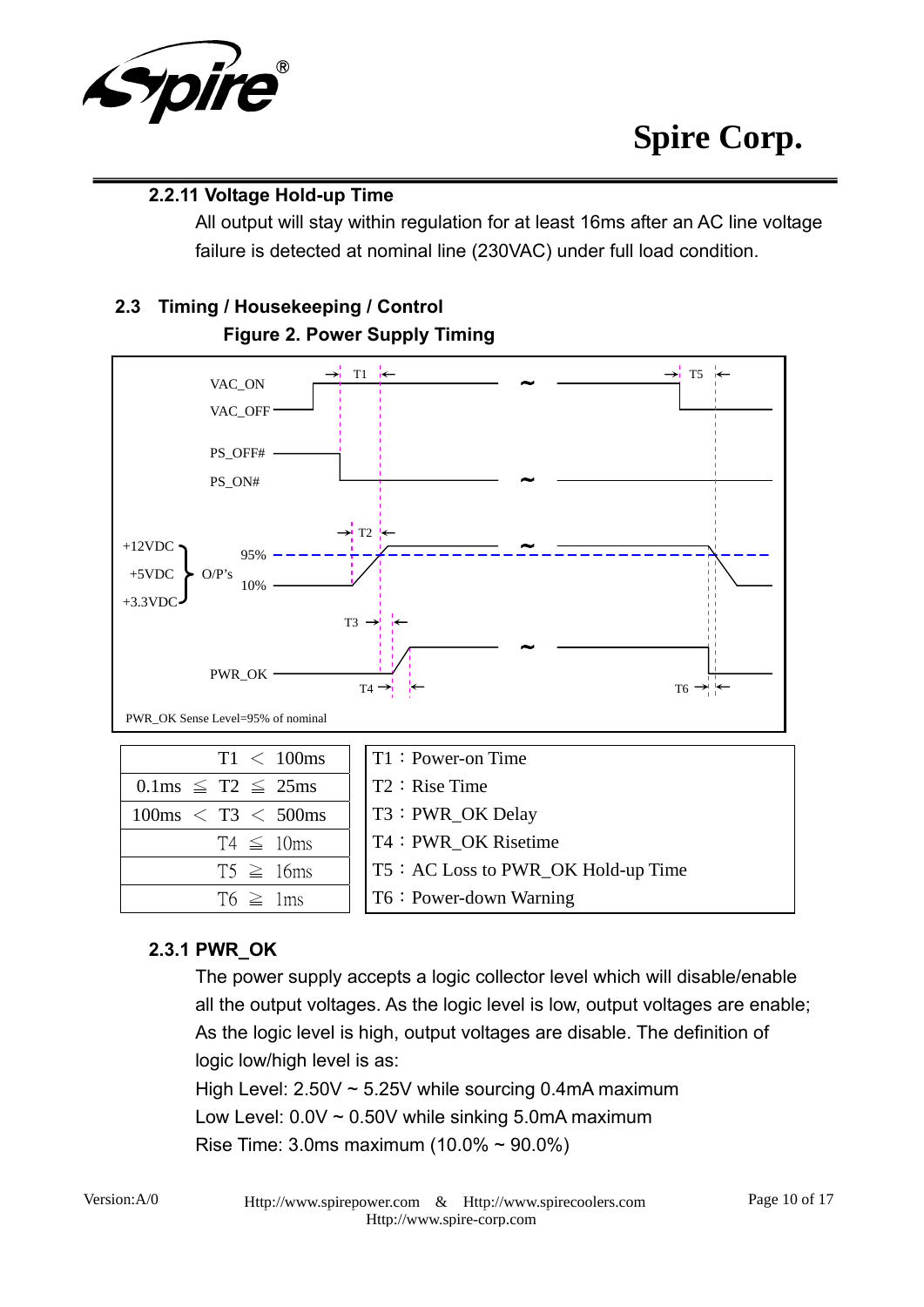## 2.2.11 Voltage Hold-up Time

All output will stay within regulation for at least 16ms after an AC line voltage failure is detected at nominal line (230VAC) under full load condition.

## 2.3 Timing / Housekeeping / Control

**Figure 2. Power Supply Timing**

VAC_ON
VAC_OFF
PS_OFF#
PS_ON#
+12VDC
+5VDC
+3.3VDC
O/P's
95%
10%
PWR_OK
T1 T2 T3 T4 T5 T6

PWR_OK Sense Level=95% of nominal

| | |
|---|---|
| T1 ＜ 100ms | T1：Power-on Time |
| 0.1ms ≦ T2 ≦ 25ms | T2：Rise Time |
| 100ms ＜ T3 ＜ 500ms | T3：PWR_OK Delay |
| T4 ≦ 10ms | T4：PWR_OK Risetime |
| T5 ≧ 16ms | T5：AC Loss to PWR_OK Hold-up Time |
| T6 ≧ 1ms | T6：Power-down Warning |

### 2.3.1 PWR_OK

The power supply accepts a logic collector level which will disable/enable all the output voltages. As the logic level is low, output voltages are enable; As the logic level is high, output voltages are disable. The definition of logic low/high level is as:

High Level: 2.50V ~ 5.25V while sourcing 0.4mA maximum

Low Level: 0.0V ~ 0.50V while sinking 5.0mA maximum

Rise Time: 3.0ms maximum (10.0% ~ 90.0%)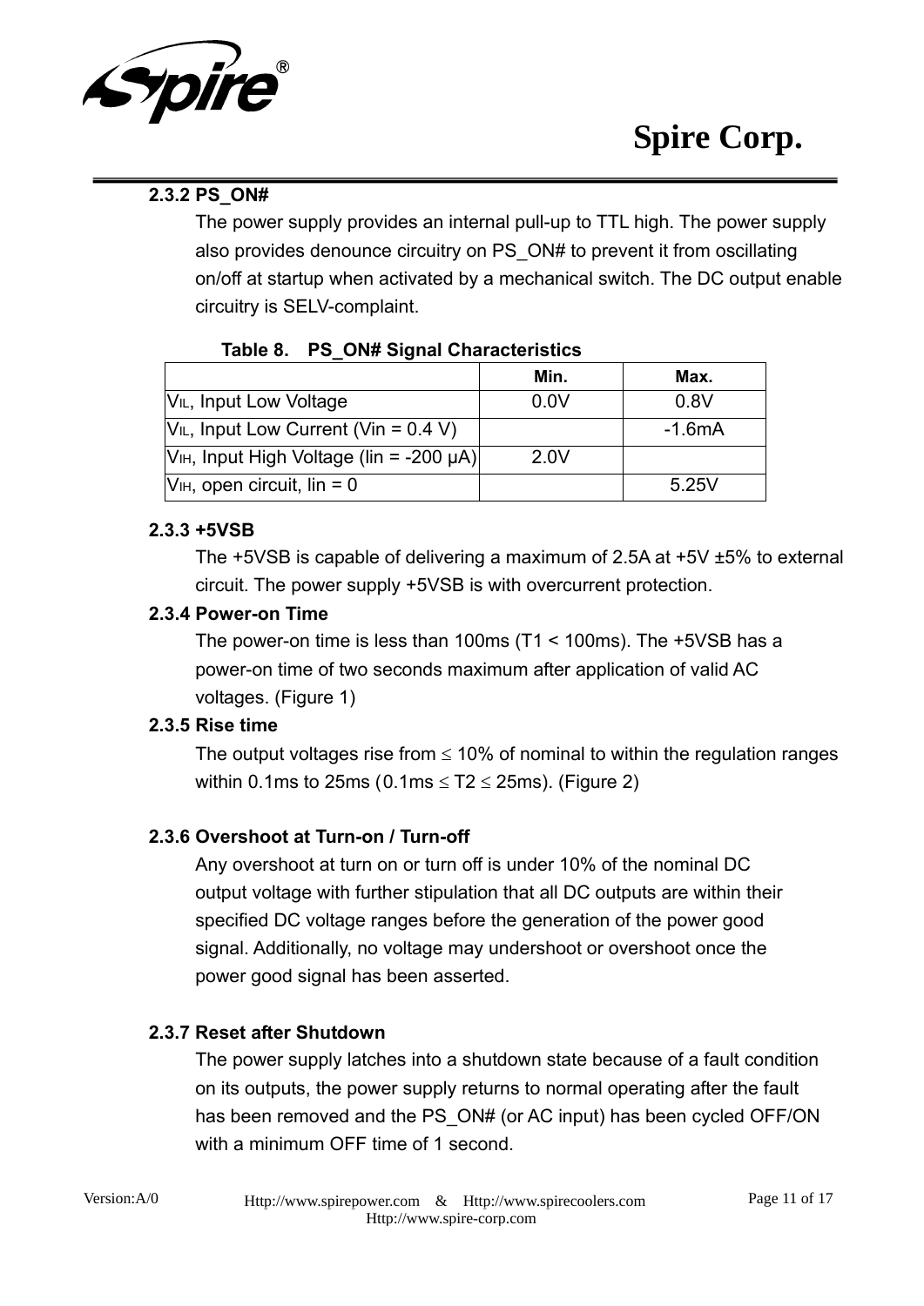### 2.3.2 PS_ON#

The power supply provides an internal pull-up to TTL high. The power supply also provides denounce circuitry on PS_ON# to prevent it from oscillating on/off at startup when activated by a mechanical switch. The DC output enable circuitry is SELV-complaint.

**Table 8. PS_ON# Signal Characteristics**

| | Min. | Max. |
|---|---|---|
| $V_{IL}$, Input Low Voltage | 0.0V | 0.8V |
| $V_{IL}$, Input Low Current (Vin = 0.4 V) | | -1.6mA |
| $V_{IH}$, Input High Voltage (Iin = -200 μA) | 2.0V | |
| $V_{IH}$, open circuit, Iin = 0 | | 5.25V |

### 2.3.3 +5VSB

The +5VSB is capable of delivering a maximum of 2.5A at +5V ±5% to external circuit. The power supply +5VSB is with overcurrent protection.

### 2.3.4 Power-on Time

The power-on time is less than 100ms (T1 < 100ms). The +5VSB has a power-on time of two seconds maximum after application of valid AC voltages. (Figure 1)

### 2.3.5 Rise time

The output voltages rise from ≤ 10% of nominal to within the regulation ranges within 0.1ms to 25ms (0.1ms ≤ T2 ≤ 25ms). (Figure 2)

### 2.3.6 Overshoot at Turn-on / Turn-off

Any overshoot at turn on or turn off is under 10% of the nominal DC output voltage with further stipulation that all DC outputs are within their specified DC voltage ranges before the generation of the power good signal. Additionally, no voltage may undershoot or overshoot once the power good signal has been asserted.

### 2.3.7 Reset after Shutdown

The power supply latches into a shutdown state because of a fault condition on its outputs, the power supply returns to normal operating after the fault has been removed and the PS_ON# (or AC input) has been cycled OFF/ON with a minimum OFF time of 1 second.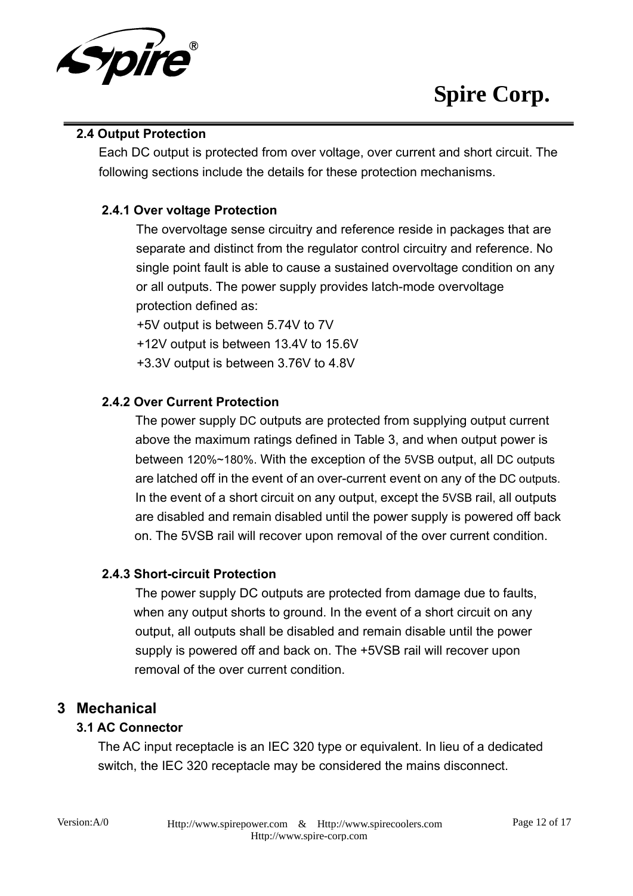### 2.4 Output Protection

Each DC output is protected from over voltage, over current and short circuit. The following sections include the details for these protection mechanisms.

#### 2.4.1 Over voltage Protection

The overvoltage sense circuitry and reference reside in packages that are separate and distinct from the regulator control circuitry and reference. No single point fault is able to cause a sustained overvoltage condition on any or all outputs. The power supply provides latch-mode overvoltage protection defined as:

+5V output is between 5.74V to 7V

+12V output is between 13.4V to 15.6V

+3.3V output is between 3.76V to 4.8V

#### 2.4.2 Over Current Protection

The power supply DC outputs are protected from supplying output current above the maximum ratings defined in Table 3, and when output power is between 120%~180%. With the exception of the 5VSB output, all DC outputs are latched off in the event of an over-current event on any of the DC outputs. In the event of a short circuit on any output, except the 5VSB rail, all outputs are disabled and remain disabled until the power supply is powered off back on. The 5VSB rail will recover upon removal of the over current condition.

#### 2.4.3 Short-circuit Protection

The power supply DC outputs are protected from damage due to faults, when any output shorts to ground. In the event of a short circuit on any output, all outputs shall be disabled and remain disable until the power supply is powered off and back on. The +5VSB rail will recover upon removal of the over current condition.

## 3 Mechanical

### 3.1 AC Connector

The AC input receptacle is an IEC 320 type or equivalent. In lieu of a dedicated switch, the IEC 320 receptacle may be considered the mains disconnect.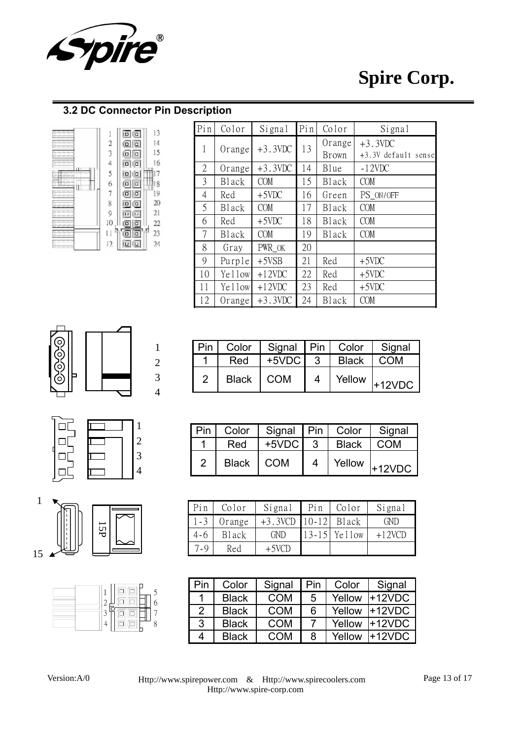## 3.2 DC Connector Pin Description

| Pin | Color | Signal | Pin | Color | Signal |
|---|---|---|---|---|---|
| 1 | Orange | +3.3VDC | 13 | Orange Brown | +3.3VDC +3.3V default sense |
| 2 | Orange | +3.3VDC | 14 | Blue | -12VDC |
| 3 | Black | COM | 15 | Black | COM |
| 4 | Red | +5VDC | 16 | Green | PS_ON/OFF |
| 5 | Black | COM | 17 | Black | COM |
| 6 | Red | +5VDC | 18 | Black | COM |
| 7 | Black | COM | 19 | Black | COM |
| 8 | Gray | PWR_OK | 20 | | |
| 9 | Purple | +5VSB | 21 | Red | +5VDC |
| 10 | Yellow | +12VDC | 22 | Red | +5VDC |
| 11 | Yellow | +12VDC | 23 | Red | +5VDC |
| 12 | Orange | +3.3VDC | 24 | Black | COM |

| Pin | Color | Signal | Pin | Color | Signal |
|---|---|---|---|---|---|
| 1 | Red | +5VDC | 3 | Black | COM |
| 2 | Black | COM | 4 | Yellow | +12VDC |

| Pin | Color | Signal | Pin | Color | Signal |
|---|---|---|---|---|---|
| 1 | Red | +5VDC | 3 | Black | COM |
| 2 | Black | COM | 4 | Yellow | +12VDC |

| Pin | Color | Signal | Pin | Color | Signal |
|---|---|---|---|---|---|
| 1-3 | Orange | +3.3VCD | 10-12 | Black | GND |
| 4-6 | Black | GND | 13-15 | Yellow | +12VCD |
| 7-9 | Red | +5VCD | | | |

| Pin | Color | Signal | Pin | Color | Signal |
|---|---|---|---|---|---|
| 1 | Black | COM | 5 | Yellow | +12VDC |
| 2 | Black | COM | 6 | Yellow | +12VDC |
| 3 | Black | COM | 7 | Yellow | +12VDC |
| 4 | Black | COM | 8 | Yellow | +12VDC |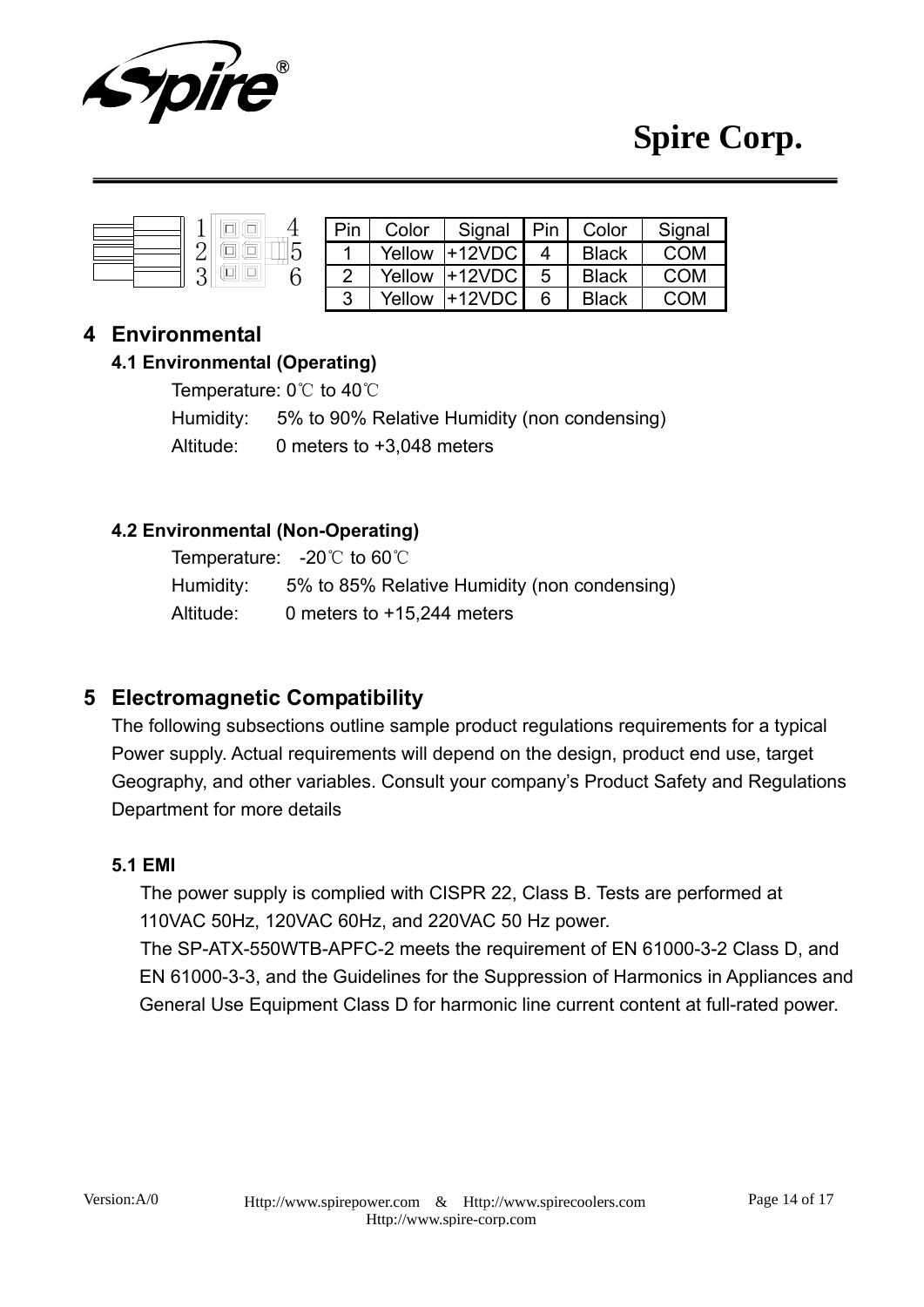| Pin | Color | Signal | Pin | Color | Signal |
|---|---|---|---|---|---|
| 1 | Yellow | +12VDC | 4 | Black | COM |
| 2 | Yellow | +12VDC | 5 | Black | COM |
| 3 | Yellow | +12VDC | 6 | Black | COM |

## 4 Environmental

### 4.1 Environmental (Operating)

Temperature: 0℃ to 40℃

Humidity: 5% to 90% Relative Humidity (non condensing)

Altitude: 0 meters to +3,048 meters

### 4.2 Environmental (Non-Operating)

Temperature: -20℃ to 60℃

Humidity: 5% to 85% Relative Humidity (non condensing)

Altitude: 0 meters to +15,244 meters

## 5 Electromagnetic Compatibility

The following subsections outline sample product regulations requirements for a typical Power supply. Actual requirements will depend on the design, product end use, target Geography, and other variables. Consult your company's Product Safety and Regulations Department for more details

### 5.1 EMI

The power supply is complied with CISPR 22, Class B. Tests are performed at 110VAC 50Hz, 120VAC 60Hz, and 220VAC 50 Hz power.

The SP-ATX-550WTB-APFC-2 meets the requirement of EN 61000-3-2 Class D, and EN 61000-3-3, and the Guidelines for the Suppression of Harmonics in Appliances and General Use Equipment Class D for harmonic line current content at full-rated power.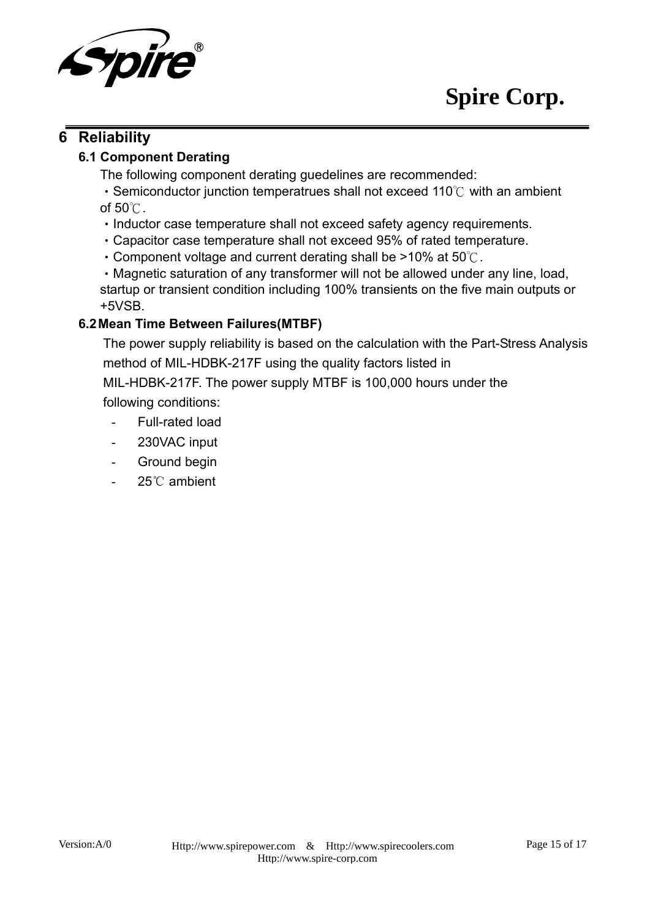# 6 Reliability

## 6.1 Component Derating

The following component derating guedelines are recommended:

・Semiconductor junction temperatrues shall not exceed 110℃ with an ambient of 50℃.

・Inductor case temperature shall not exceed safety agency requirements.

・Capacitor case temperature shall not exceed 95% of rated temperature.

・Component voltage and current derating shall be >10% at 50℃.

・Magnetic saturation of any transformer will not be allowed under any line, load, startup or transient condition including 100% transients on the five main outputs or +5VSB.

## 6.2 Mean Time Between Failures(MTBF)

The power supply reliability is based on the calculation with the Part-Stress Analysis method of MIL-HDBK-217F using the quality factors listed in MIL-HDBK-217F. The power supply MTBF is 100,000 hours under the following conditions:

- Full-rated load
- 230VAC input
- Ground begin
- 25℃ ambient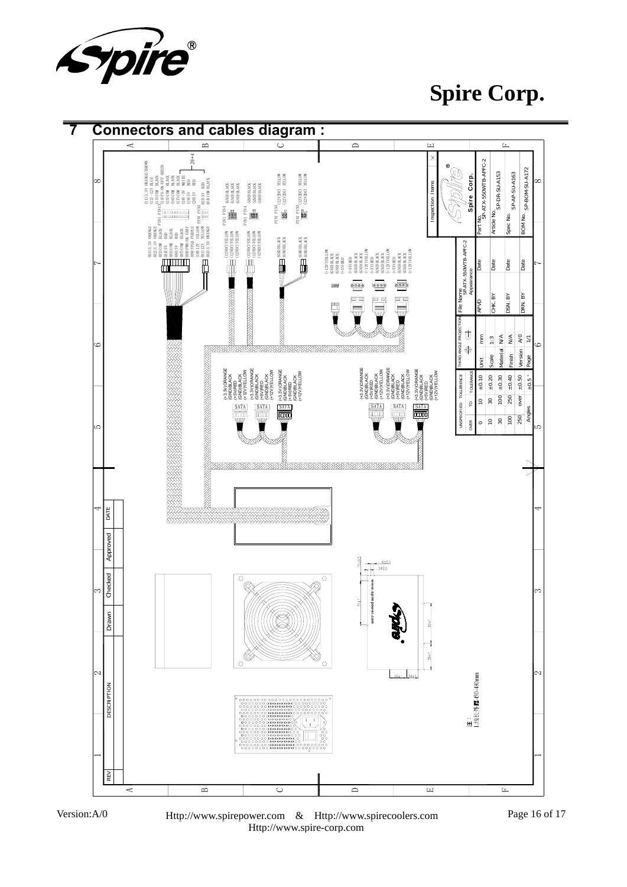## 7 Connectors and cables diagram :

**20+4 main connector**

| PIN | Signal | PIN | Signal |
|---|---|---|---|
| (1) | 3.3V ORANGE | (13) | 3.3V ORANGE/BROWN |
| (2) | 3.3V ORANGE | (14) | -12V BLUE |
| (3) | COM BLACK | (15) | COM BLACK |
| (4) | 5V RED | (16) | PS-ON/OFF GREEN |
| (5) | COM BLACK | (17) | COM BLACK |
| (6) | 5V RED | (18) | COM BLACK |
| (7) | COM BLACK | (19) | COM BLACK |
| (8) | PWR-OK GRAY | (20) | -5V WHITE |
| (9) | 5VSB PURPLE | (21) | 5V RED |
| (10) | 12V YELLOW | (22) | 5V RED |
| (11) | 12V YELLOW | (23) | 5V RED |
| (12) | 3.3V ORANGE | (24) | COM BLACK |

**PCI-E 6-pin connectors (×2):** (12V)C YELLOW ×3; GND BLACK ×3

**4+4 pin / 4 pin 12V connectors:** (12V)C YELLOW; GND BLACK

**Peripheral / FDD connectors:** (+12V)YELLOW, (GND)BLACK, (GND)BLACK, (+5V)RED

**SATA connectors:** (+3.3V)ORANGE, (GND)BLACK, (+5V)RED, (GND)BLACK, (+12V)YELLOW

Dimensions: 6±0.5, 3±0.5, 10±0.5, 75±1, 86±1, 38±1, 28±1, 28±1

注：
1.线长小于450-480mm

| REV | DESCRIPTION | Drawn | Checked | Approved | DATE |
|---|---|---|---|---|---|

| UNSPECIFIED TOLLERENCE | | |
|---|---|---|
| OVER | TO | TOLERANCE |
| 0 | 10 | ±0.10 |
| 10 | 30 | ±0.20 |
| 30 | 100 | ±0.30 |
| 100 | 250 | ±0.40 |
| 250 | over | ±0.50 |
| Angles | | ±0.5° |

| THIRD ANGLE PROJECTION | |
|---|---|
| Unit | mm |
| Scale | 1:3 |
| Material | N/A |
| Finish | N/A |
| Version | A/0 |
| Page | 1/1 |

| File Name | SP-ATX-550WTB-APFC-2 Appearance | | |
|---|---|---|---|
| APVD | | Date | |
| CHK. BY | | Date | |
| DSN. BY | | Date | |
| DRN. BY | | Date | |

| Inspection Items | Spire Corp. |
|---|---|
| Part No. | SP-ATX-550WTB-APFC-2 |
| Article No. | SP-DR-SU-A153 |
| Spec No. | SP-AP-SU-A163 |
| BOM No. | SP-BOM-SU-A172 |

Version:A/0

Http://www.spirepower.com & Http://www.spirecoolers.com
Http://www.spire-corp.com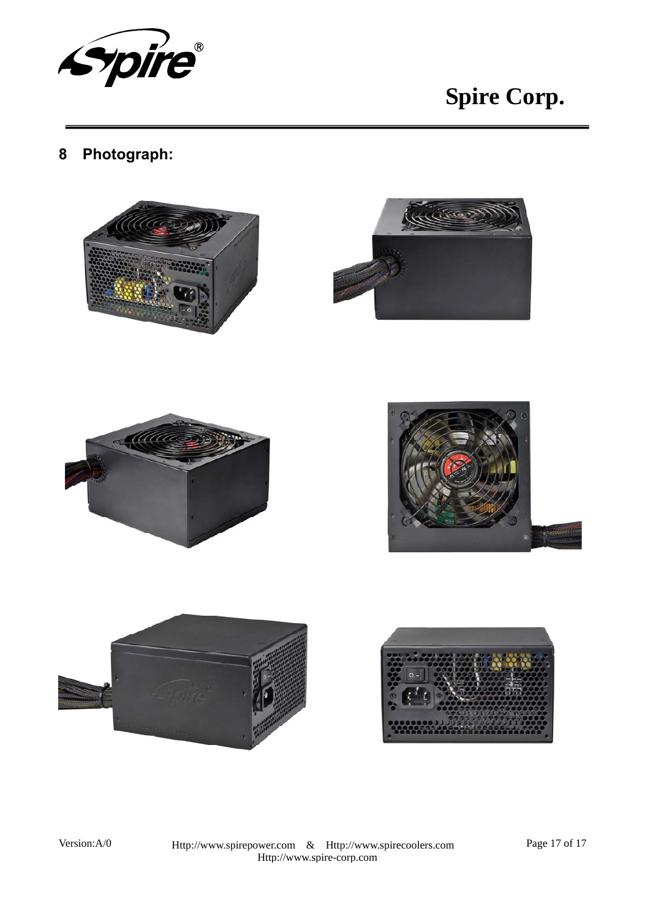## 8 Photograph: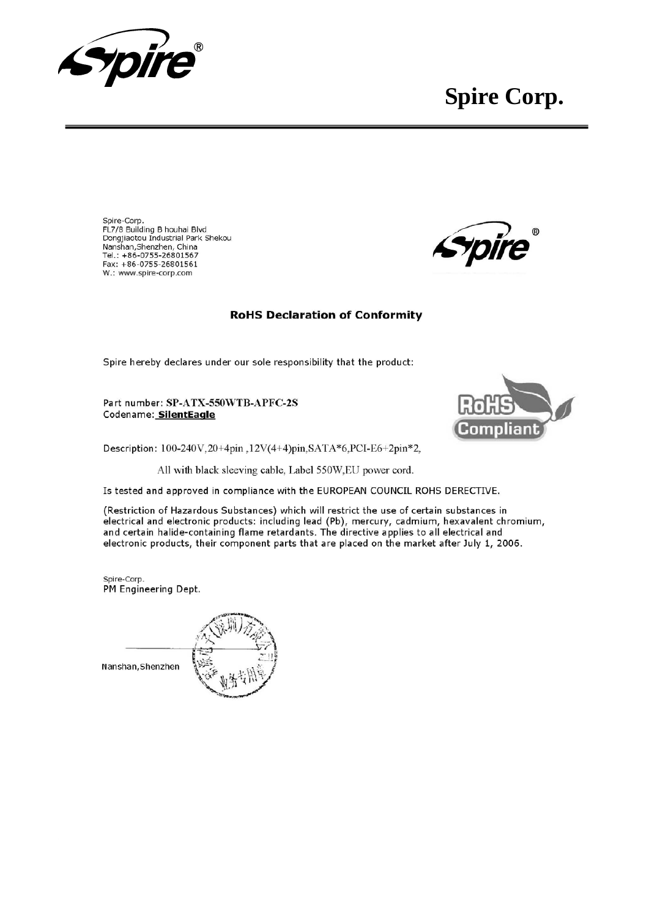Spire Corp.

Spire-Corp.
FL7/8 Building B houhai Blvd
Dongjiaotou Industrial Park Shekou
Nanshan,Shenzhen, China
Tel.: +86-0755-26801567
Fax: +86-0755-26801561
W.: www.spire-corp.com

## RoHS Declaration of Conformity

Spire hereby declares under our sole responsibility that the product:

Part number: **SP-ATX-550WTB-APFC-2S**
Codename: **SilentEagle**

Description: 100-240V,20+4pin ,12V(4+4)pin,SATA*6,PCI-E6+2pin*2,

All with black sleeving cable, Label 550W,EU power cord.

Is tested and approved in compliance with the EUROPEAN COUNCIL ROHS DERECTIVE.

(Restriction of Hazardous Substances) which will restrict the use of certain substances in electrical and electronic products: including lead (Pb), mercury, cadmium, hexavalent chromium, and certain halide-containing flame retardants. The directive applies to all electrical and electronic products, their component parts that are placed on the market after July 1, 2006.

Spire-Corp.
PM Engineering Dept.

Nanshan,Shenzhen